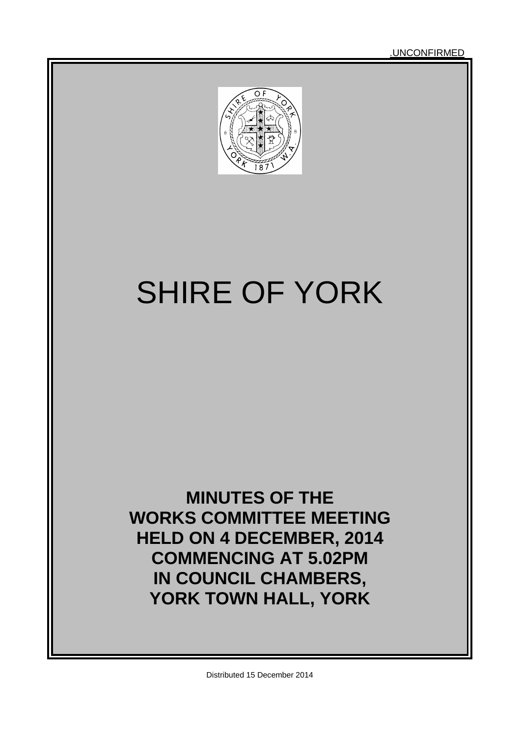.UNCONFIRMED

# SHIRE OF YORK

**MINUTES OF THE
WORKS COMMITTEE MEETING
HELD ON 4 DECEMBER, 2014
COMMENCING AT 5.02PM
IN COUNCIL CHAMBERS,
YORK TOWN HALL, YORK**

Distributed 15 December 2014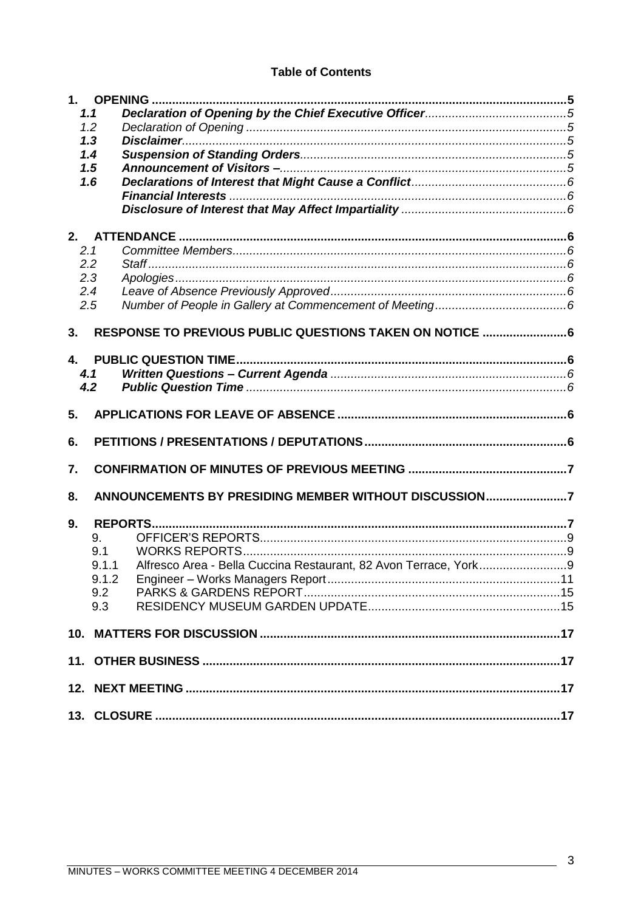**Table of Contents**

1. **OPENING** .......... 5
   - ***1.1 Declaration of Opening by the Chief Executive Officer*** .......... 5
   - *1.2 Declaration of Opening* .......... 5
   - ***1.3 Disclaimer*** .......... 5
   - ***1.4 Suspension of Standing Orders*** .......... 5
   - ***1.5 Announcement of Visitors –*** .......... 5
   - ***1.6 Declarations of Interest that Might Cause a Conflict*** .......... 6
     - ***Financial Interests*** .......... 6
     - ***Disclosure of Interest that May Affect Impartiality*** .......... 6
2. **ATTENDANCE** .......... 6
   - *2.1 Committee Members* .......... 6
   - *2.2 Staff* .......... 6
   - *2.3 Apologies* .......... 6
   - *2.4 Leave of Absence Previously Approved* .......... 6
   - *2.5 Number of People in Gallery at Commencement of Meeting* .......... 6
3. **RESPONSE TO PREVIOUS PUBLIC QUESTIONS TAKEN ON NOTICE** .......... 6
4. **PUBLIC QUESTION TIME** .......... 6
   - ***4.1 Written Questions – Current Agenda*** .......... 6
   - ***4.2 Public Question Time*** .......... 6
5. **APPLICATIONS FOR LEAVE OF ABSENCE** .......... 6
6. **PETITIONS / PRESENTATIONS / DEPUTATIONS** .......... 6
7. **CONFIRMATION OF MINUTES OF PREVIOUS MEETING** .......... 7
8. **ANNOUNCEMENTS BY PRESIDING MEMBER WITHOUT DISCUSSION** .......... 7
9. **REPORTS** .......... 7
   - 9. OFFICER'S REPORTS .......... 9
   - 9.1 WORKS REPORTS .......... 9
   - 9.1.1 Alfresco Area - Bella Cuccina Restaurant, 82 Avon Terrace, York .......... 9
   - 9.1.2 Engineer – Works Managers Report .......... 11
   - 9.2 PARKS & GARDENS REPORT .......... 15
   - 9.3 RESIDENCY MUSEUM GARDEN UPDATE .......... 15
10. **MATTERS FOR DISCUSSION** .......... 17
11. **OTHER BUSINESS** .......... 17
12. **NEXT MEETING** .......... 17
13. **CLOSURE** .......... 17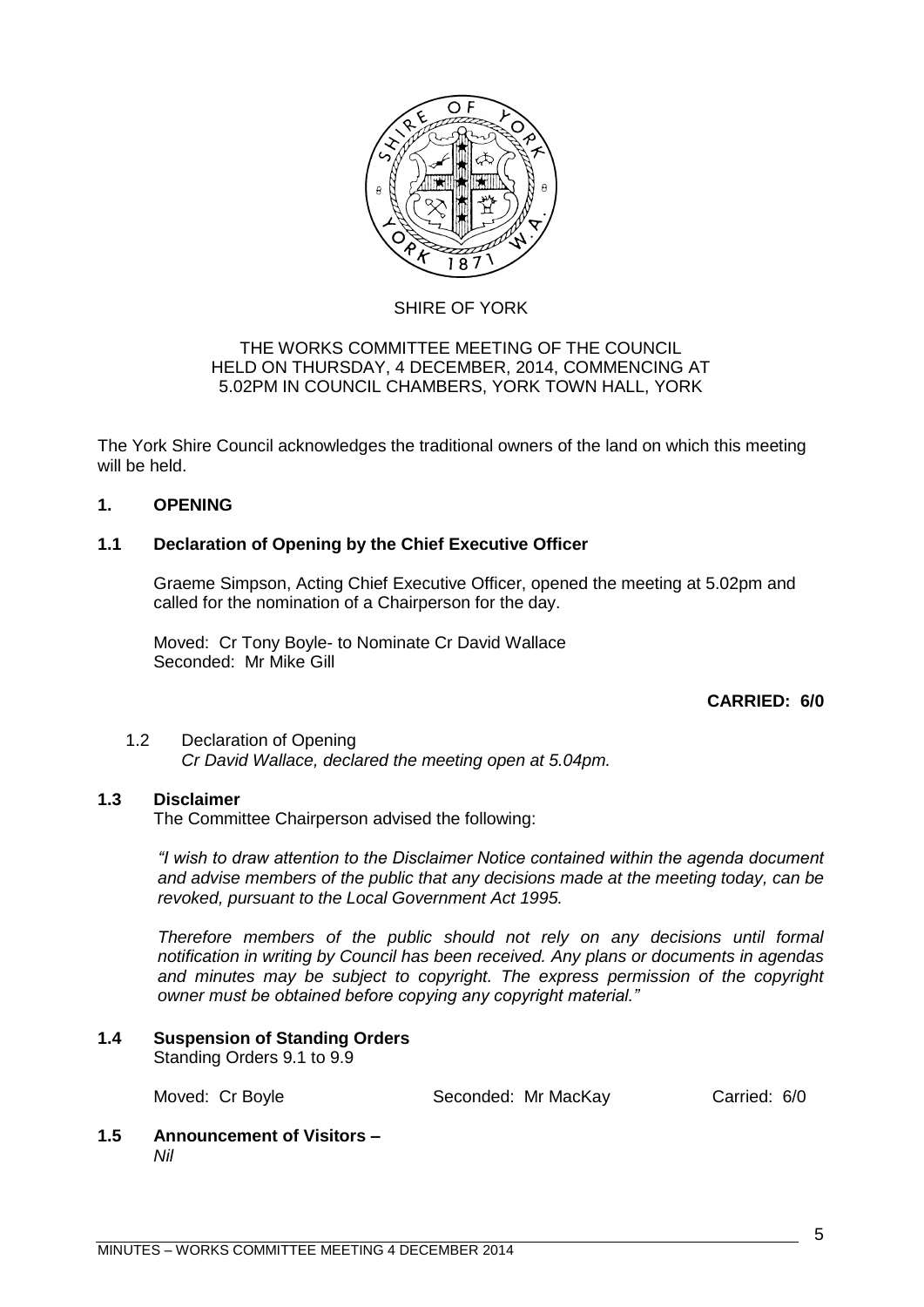SHIRE OF YORK

THE WORKS COMMITTEE MEETING OF THE COUNCIL
HELD ON THURSDAY, 4 DECEMBER, 2014, COMMENCING AT
5.02PM IN COUNCIL CHAMBERS, YORK TOWN HALL, YORK

The York Shire Council acknowledges the traditional owners of the land on which this meeting will be held.

## 1. OPENING

### 1.1 Declaration of Opening by the Chief Executive Officer

Graeme Simpson, Acting Chief Executive Officer, opened the meeting at 5.02pm and called for the nomination of a Chairperson for the day.

Moved: Cr Tony Boyle- to Nominate Cr David Wallace
Seconded: Mr Mike Gill

**CARRIED: 6/0**

### 1.2 Declaration of Opening

*Cr David Wallace, declared the meeting open at 5.04pm.*

### 1.3 Disclaimer

The Committee Chairperson advised the following:

*"I wish to draw attention to the Disclaimer Notice contained within the agenda document and advise members of the public that any decisions made at the meeting today, can be revoked, pursuant to the Local Government Act 1995.*

*Therefore members of the public should not rely on any decisions until formal notification in writing by Council has been received. Any plans or documents in agendas and minutes may be subject to copyright. The express permission of the copyright owner must be obtained before copying any copyright material."*

### 1.4 Suspension of Standing Orders

Standing Orders 9.1 to 9.9

Moved: Cr Boyle    Seconded: Mr MacKay    Carried: 6/0

### 1.5 Announcement of Visitors –

*Nil*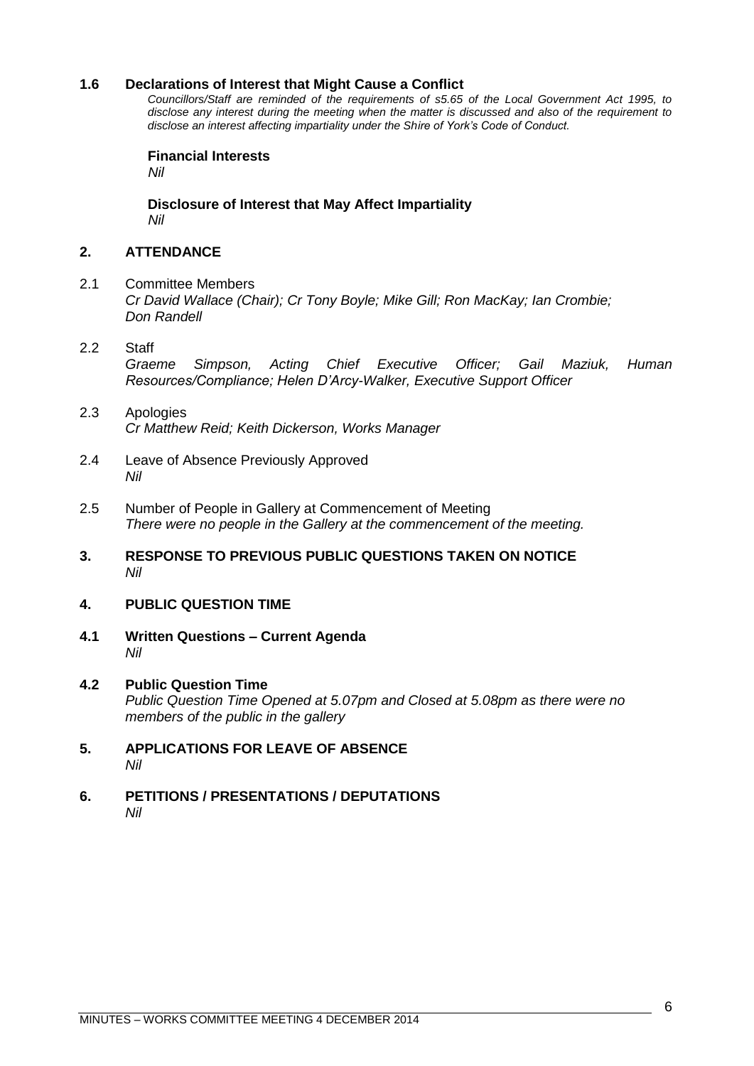### 1.6 Declarations of Interest that Might Cause a Conflict

*Councillors/Staff are reminded of the requirements of s5.65 of the Local Government Act 1995, to disclose any interest during the meeting when the matter is discussed and also of the requirement to disclose an interest affecting impartiality under the Shire of York's Code of Conduct.*

**Financial Interests**

*Nil*

**Disclosure of Interest that May Affect Impartiality**

*Nil*

## 2. ATTENDANCE

2.1 Committee Members

*Cr David Wallace (Chair); Cr Tony Boyle; Mike Gill; Ron MacKay; Ian Crombie; Don Randell*

2.2 Staff

*Graeme Simpson, Acting Chief Executive Officer; Gail Maziuk, Human Resources/Compliance; Helen D'Arcy-Walker, Executive Support Officer*

2.3 Apologies

*Cr Matthew Reid; Keith Dickerson, Works Manager*

2.4 Leave of Absence Previously Approved

*Nil*

2.5 Number of People in Gallery at Commencement of Meeting

*There were no people in the Gallery at the commencement of the meeting.*

## 3. RESPONSE TO PREVIOUS PUBLIC QUESTIONS TAKEN ON NOTICE

*Nil*

## 4. PUBLIC QUESTION TIME

### 4.1 Written Questions – Current Agenda

*Nil*

### 4.2 Public Question Time

*Public Question Time Opened at 5.07pm and Closed at 5.08pm as there were no members of the public in the gallery*

## 5. APPLICATIONS FOR LEAVE OF ABSENCE

*Nil*

## 6. PETITIONS / PRESENTATIONS / DEPUTATIONS

*Nil*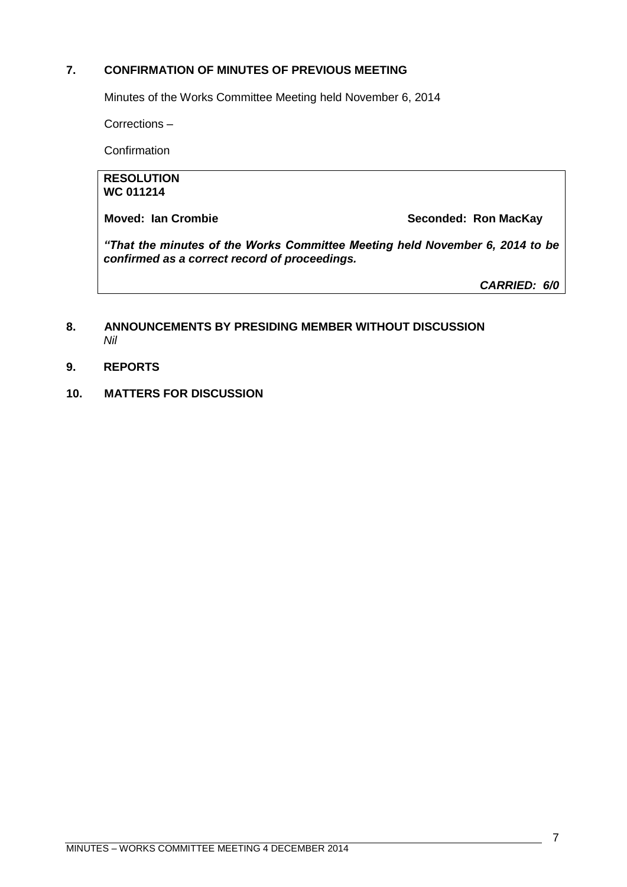## 7. CONFIRMATION OF MINUTES OF PREVIOUS MEETING

Minutes of the Works Committee Meeting held November 6, 2014

Corrections –

Confirmation

**RESOLUTION**
**WC 011214**

**Moved: Ian Crombie** **Seconded: Ron MacKay**

***"That the minutes of the Works Committee Meeting held November 6, 2014 to be confirmed as a correct record of proceedings.***

***CARRIED: 6/0***

## 8. ANNOUNCEMENTS BY PRESIDING MEMBER WITHOUT DISCUSSION

*Nil*

## 9. REPORTS

## 10. MATTERS FOR DISCUSSION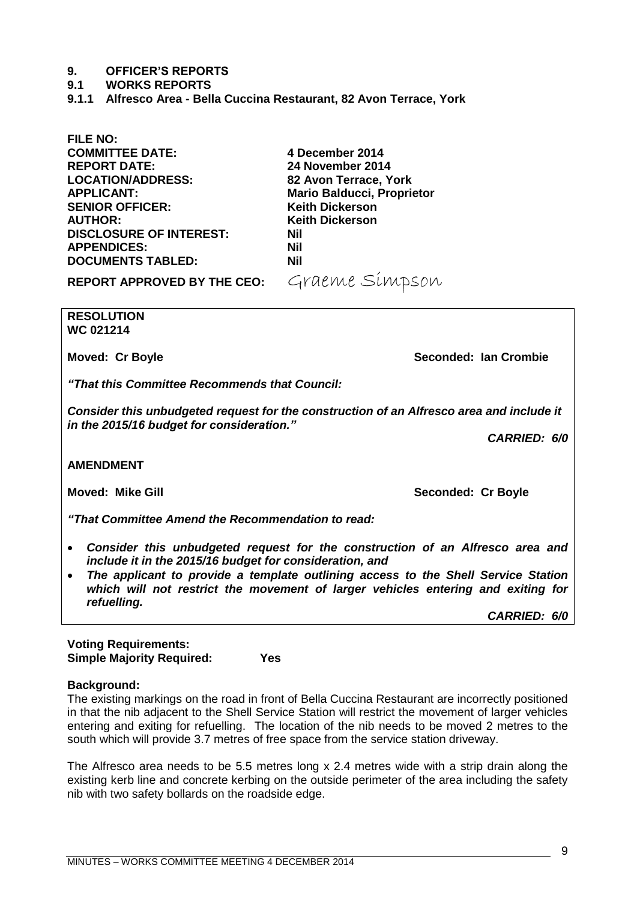# 9. OFFICER'S REPORTS

## 9.1 WORKS REPORTS

### 9.1.1 Alfresco Area - Bella Cuccina Restaurant, 82 Avon Terrace, York

| | |
|---|---|
| **FILE NO:** | |
| **COMMITTEE DATE:** | **4 December 2014** |
| **REPORT DATE:** | **24 November 2014** |
| **LOCATION/ADDRESS:** | **82 Avon Terrace, York** |
| **APPLICANT:** | **Mario Balducci, Proprietor** |
| **SENIOR OFFICER:** | **Keith Dickerson** |
| **AUTHOR:** | **Keith Dickerson** |
| **DISCLOSURE OF INTEREST:** | **Nil** |
| **APPENDICES:** | **Nil** |
| **DOCUMENTS TABLED:** | **Nil** |
| **REPORT APPROVED BY THE CEO:** | Graeme Simpson |

**RESOLUTION**
**WC 021214**

**Moved: Cr Boyle** **Seconded: Ian Crombie**

***"That this Committee Recommends that Council:***

***Consider this unbudgeted request for the construction of an Alfresco area and include it in the 2015/16 budget for consideration."***

***CARRIED: 6/0***

**AMENDMENT**

**Moved: Mike Gill** **Seconded: Cr Boyle**

***"That Committee Amend the Recommendation to read:***

- ***Consider this unbudgeted request for the construction of an Alfresco area and include it in the 2015/16 budget for consideration, and***
- ***The applicant to provide a template outlining access to the Shell Service Station which will not restrict the movement of larger vehicles entering and exiting for refuelling.***

***CARRIED: 6/0***

**Voting Requirements:**
**Simple Majority Required: Yes**

**Background:**

The existing markings on the road in front of Bella Cuccina Restaurant are incorrectly positioned in that the nib adjacent to the Shell Service Station will restrict the movement of larger vehicles entering and exiting for refuelling. The location of the nib needs to be moved 2 metres to the south which will provide 3.7 metres of free space from the service station driveway.

The Alfresco area needs to be 5.5 metres long x 2.4 metres wide with a strip drain along the existing kerb line and concrete kerbing on the outside perimeter of the area including the safety nib with two safety bollards on the roadside edge.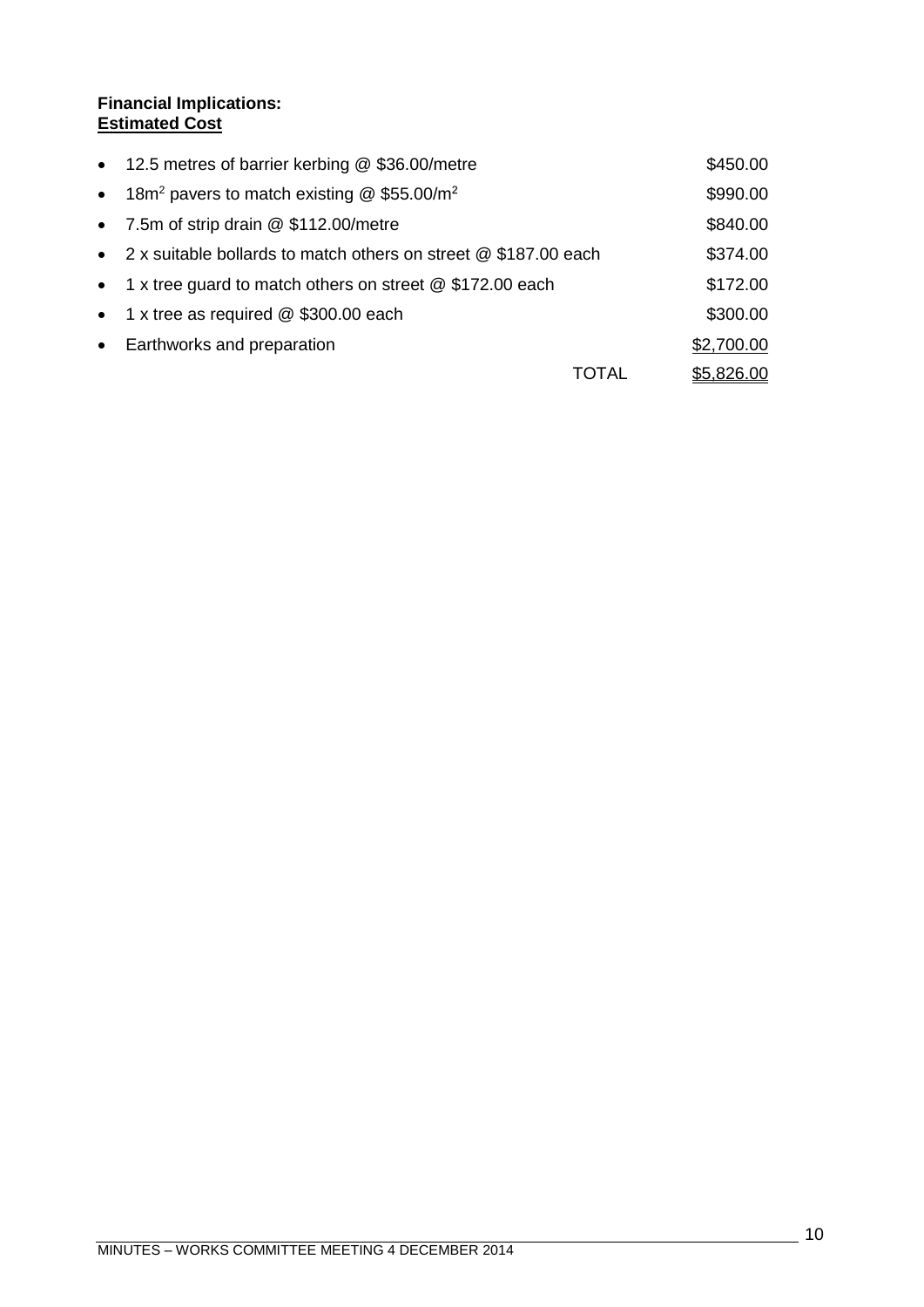**Financial Implications:**
**Estimated Cost**

| Item | Cost |
|---|---|
| 12.5 metres of barrier kerbing @ \$36.00/metre | \$450.00 |
| 18m$^2$ pavers to match existing @ \$55.00/m$^2$ | \$990.00 |
| 7.5m of strip drain @ \$112.00/metre | \$840.00 |
| 2 x suitable bollards to match others on street @ \$187.00 each | \$374.00 |
| 1 x tree guard to match others on street @ \$172.00 each | \$172.00 |
| 1 x tree as required @ \$300.00 each | \$300.00 |
| Earthworks and preparation | \$2,700.00 |
| TOTAL | \$5,826.00 |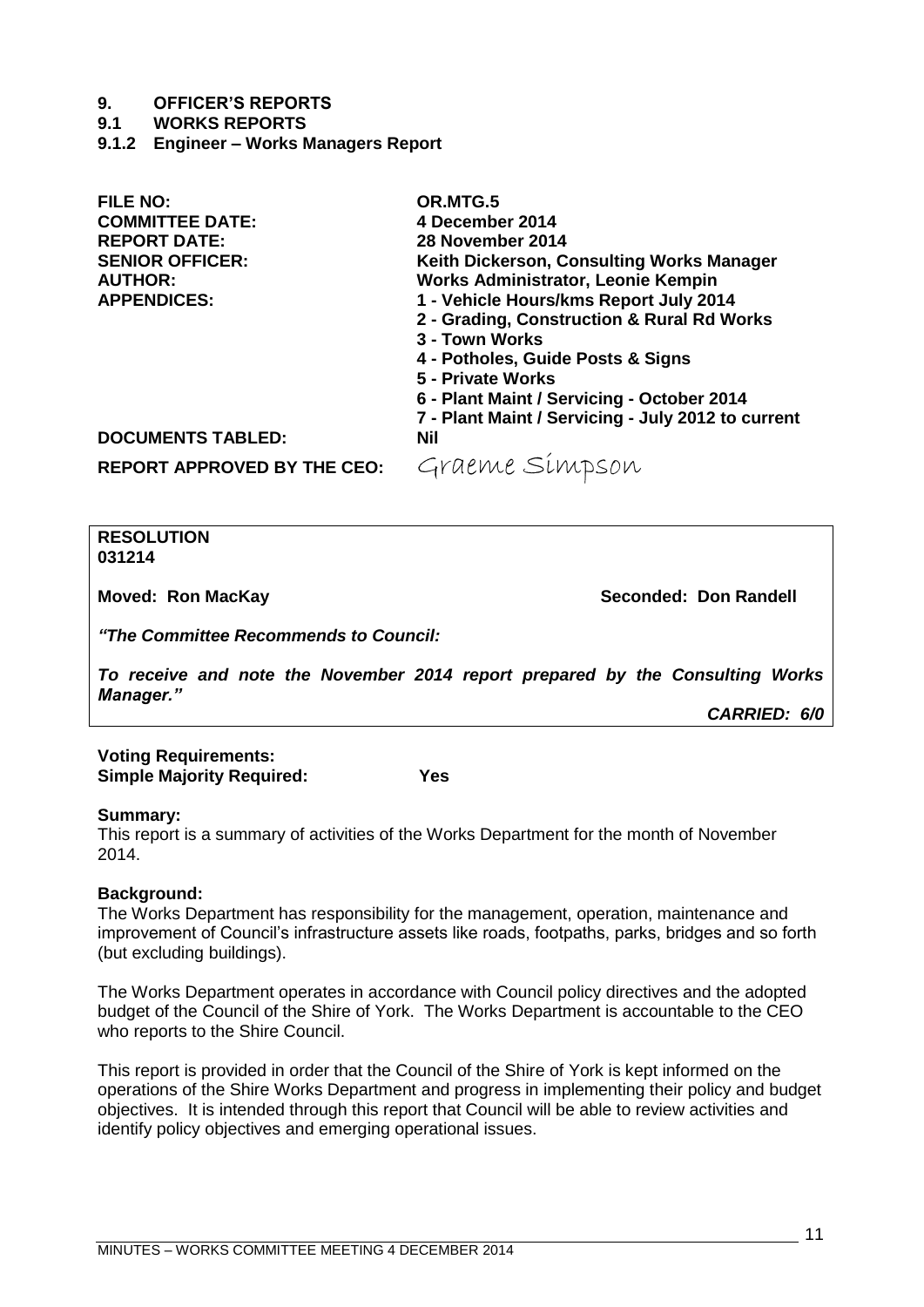# 9. OFFICER'S REPORTS

## 9.1 WORKS REPORTS

### 9.1.2 Engineer – Works Managers Report

| | |
|---|---|
| **FILE NO:** | **OR.MTG.5** |
| **COMMITTEE DATE:** | **4 December 2014** |
| **REPORT DATE:** | **28 November 2014** |
| **SENIOR OFFICER:** | **Keith Dickerson, Consulting Works Manager** |
| **AUTHOR:** | **Works Administrator, Leonie Kempin** |
| **APPENDICES:** | **1 - Vehicle Hours/kms Report July 2014**<br>**2 - Grading, Construction & Rural Rd Works**<br>**3 - Town Works**<br>**4 - Potholes, Guide Posts & Signs**<br>**5 - Private Works**<br>**6 - Plant Maint / Servicing - October 2014**<br>**7 - Plant Maint / Servicing - July 2012 to current** |
| **DOCUMENTS TABLED:** | **Nil** |
| **REPORT APPROVED BY THE CEO:** | Graeme Simpson |

**RESOLUTION**
**031214**

**Moved: Ron MacKay** **Seconded: Don Randell**

***"The Committee Recommends to Council:***

***To receive and note the November 2014 report prepared by the Consulting Works Manager."***

***CARRIED: 6/0***

**Voting Requirements:**
**Simple Majority Required: Yes**

**Summary:**
This report is a summary of activities of the Works Department for the month of November 2014.

**Background:**
The Works Department has responsibility for the management, operation, maintenance and improvement of Council's infrastructure assets like roads, footpaths, parks, bridges and so forth (but excluding buildings).

The Works Department operates in accordance with Council policy directives and the adopted budget of the Council of the Shire of York. The Works Department is accountable to the CEO who reports to the Shire Council.

This report is provided in order that the Council of the Shire of York is kept informed on the operations of the Shire Works Department and progress in implementing their policy and budget objectives. It is intended through this report that Council will be able to review activities and identify policy objectives and emerging operational issues.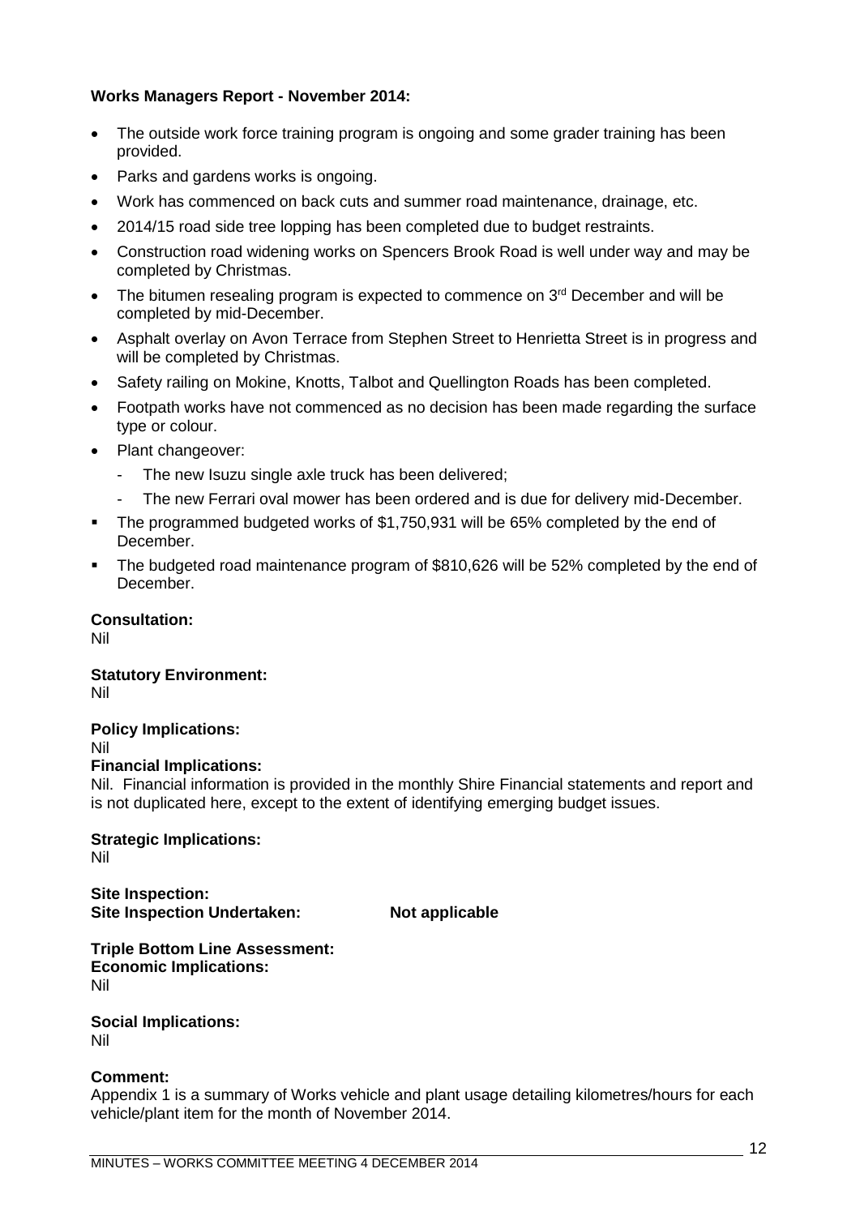**Works Managers Report - November 2014:**

- The outside work force training program is ongoing and some grader training has been provided.
- Parks and gardens works is ongoing.
- Work has commenced on back cuts and summer road maintenance, drainage, etc.
- 2014/15 road side tree lopping has been completed due to budget restraints.
- Construction road widening works on Spencers Brook Road is well under way and may be completed by Christmas.
- The bitumen resealing program is expected to commence on 3rd December and will be completed by mid-December.
- Asphalt overlay on Avon Terrace from Stephen Street to Henrietta Street is in progress and will be completed by Christmas.
- Safety railing on Mokine, Knotts, Talbot and Quellington Roads has been completed.
- Footpath works have not commenced as no decision has been made regarding the surface type or colour.
- Plant changeover:
  - The new Isuzu single axle truck has been delivered;
  - The new Ferrari oval mower has been ordered and is due for delivery mid-December.
- The programmed budgeted works of $1,750,931 will be 65% completed by the end of December.
- The budgeted road maintenance program of $810,626 will be 52% completed by the end of December.

**Consultation:**
Nil

**Statutory Environment:**
Nil

**Policy Implications:**
Nil

**Financial Implications:**
Nil. Financial information is provided in the monthly Shire Financial statements and report and is not duplicated here, except to the extent of identifying emerging budget issues.

**Strategic Implications:**
Nil

**Site Inspection:**
**Site Inspection Undertaken: Not applicable**

**Triple Bottom Line Assessment:**
**Economic Implications:**
Nil

**Social Implications:**
Nil

**Comment:**
Appendix 1 is a summary of Works vehicle and plant usage detailing kilometres/hours for each vehicle/plant item for the month of November 2014.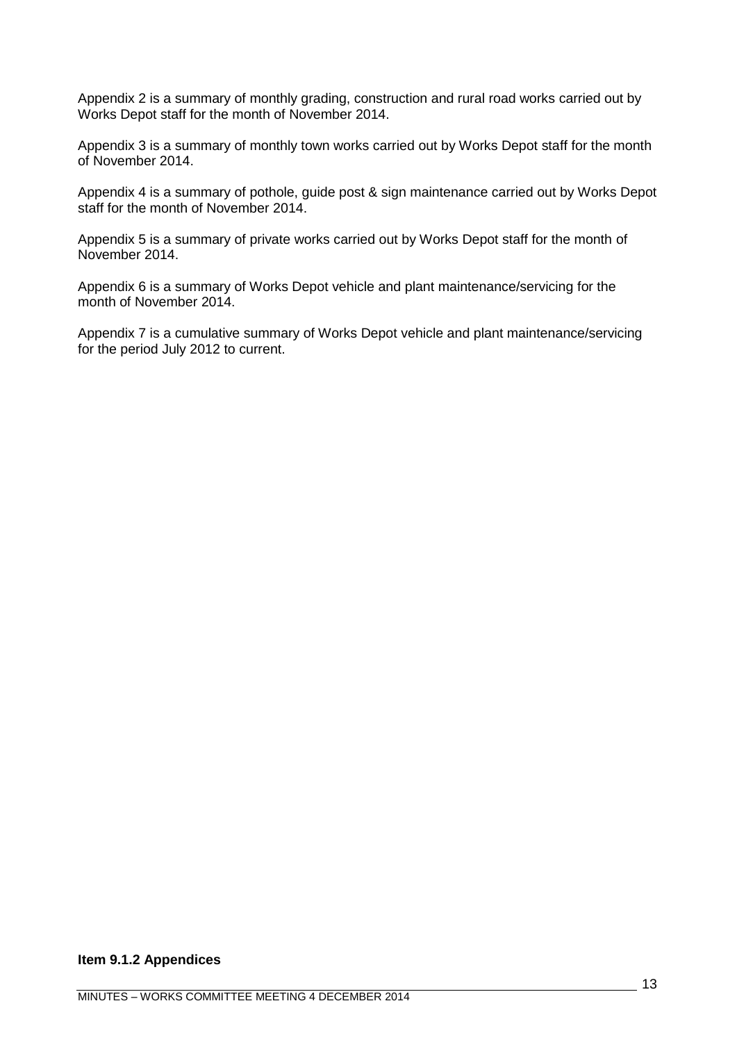Appendix 2 is a summary of monthly grading, construction and rural road works carried out by Works Depot staff for the month of November 2014.

Appendix 3 is a summary of monthly town works carried out by Works Depot staff for the month of November 2014.

Appendix 4 is a summary of pothole, guide post & sign maintenance carried out by Works Depot staff for the month of November 2014.

Appendix 5 is a summary of private works carried out by Works Depot staff for the month of November 2014.

Appendix 6 is a summary of Works Depot vehicle and plant maintenance/servicing for the month of November 2014.

Appendix 7 is a cumulative summary of Works Depot vehicle and plant maintenance/servicing for the period July 2012 to current.

**Item 9.1.2 Appendices**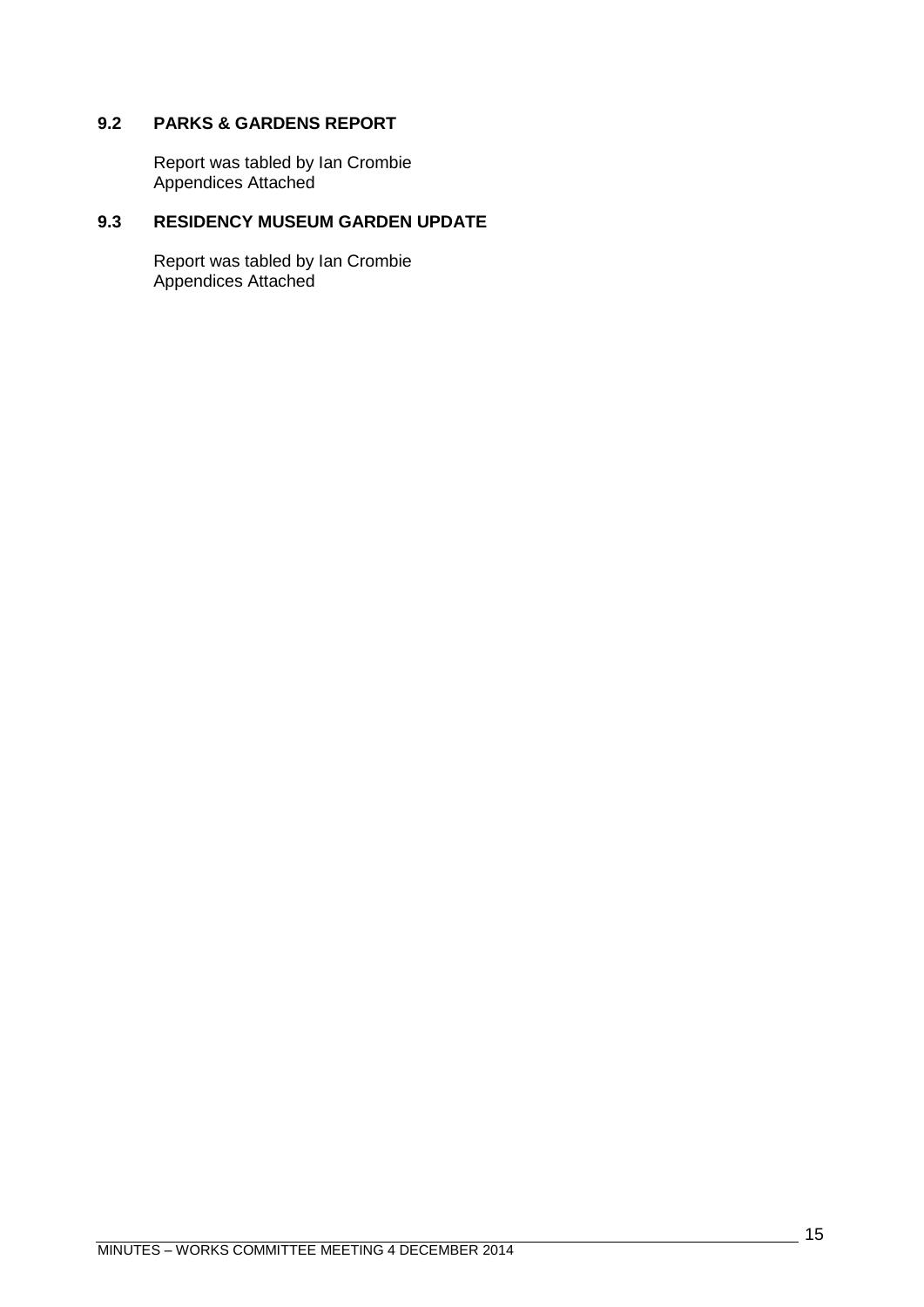### 9.2 PARKS & GARDENS REPORT

Report was tabled by Ian Crombie
Appendices Attached

### 9.3 RESIDENCY MUSEUM GARDEN UPDATE

Report was tabled by Ian Crombie
Appendices Attached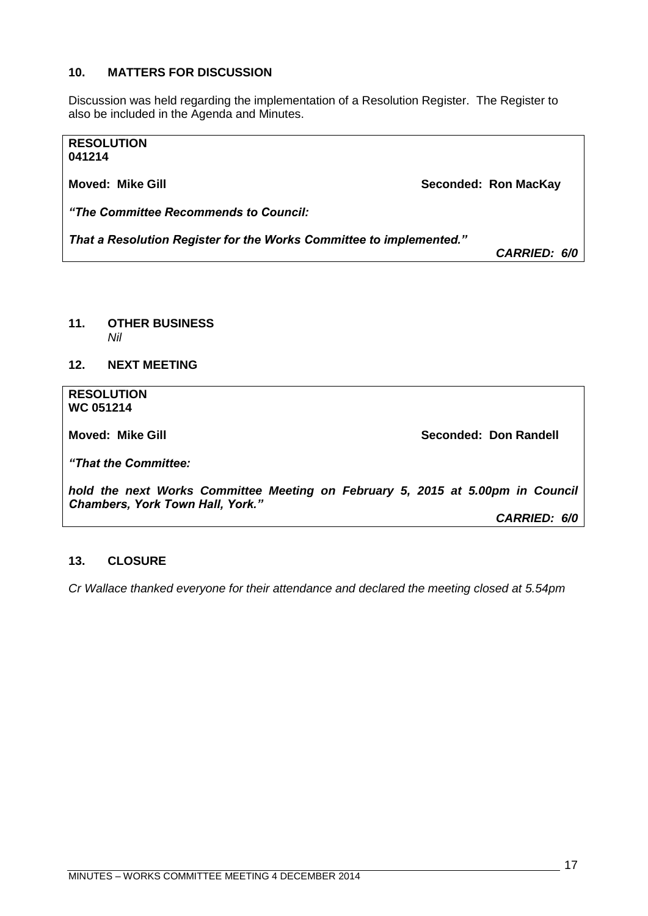## 10. MATTERS FOR DISCUSSION

Discussion was held regarding the implementation of a Resolution Register. The Register to also be included in the Agenda and Minutes.

**RESOLUTION**
**041214**

**Moved: Mike Gill** **Seconded: Ron MacKay**

***"The Committee Recommends to Council:***

***That a Resolution Register for the Works Committee to implemented."***

***CARRIED: 6/0***

## 11. OTHER BUSINESS

*Nil*

## 12. NEXT MEETING

**RESOLUTION**
**WC 051214**

**Moved: Mike Gill** **Seconded: Don Randell**

***"That the Committee:***

***hold the next Works Committee Meeting on February 5, 2015 at 5.00pm in Council Chambers, York Town Hall, York."***

***CARRIED: 6/0***

## 13. CLOSURE

*Cr Wallace thanked everyone for their attendance and declared the meeting closed at 5.54pm*